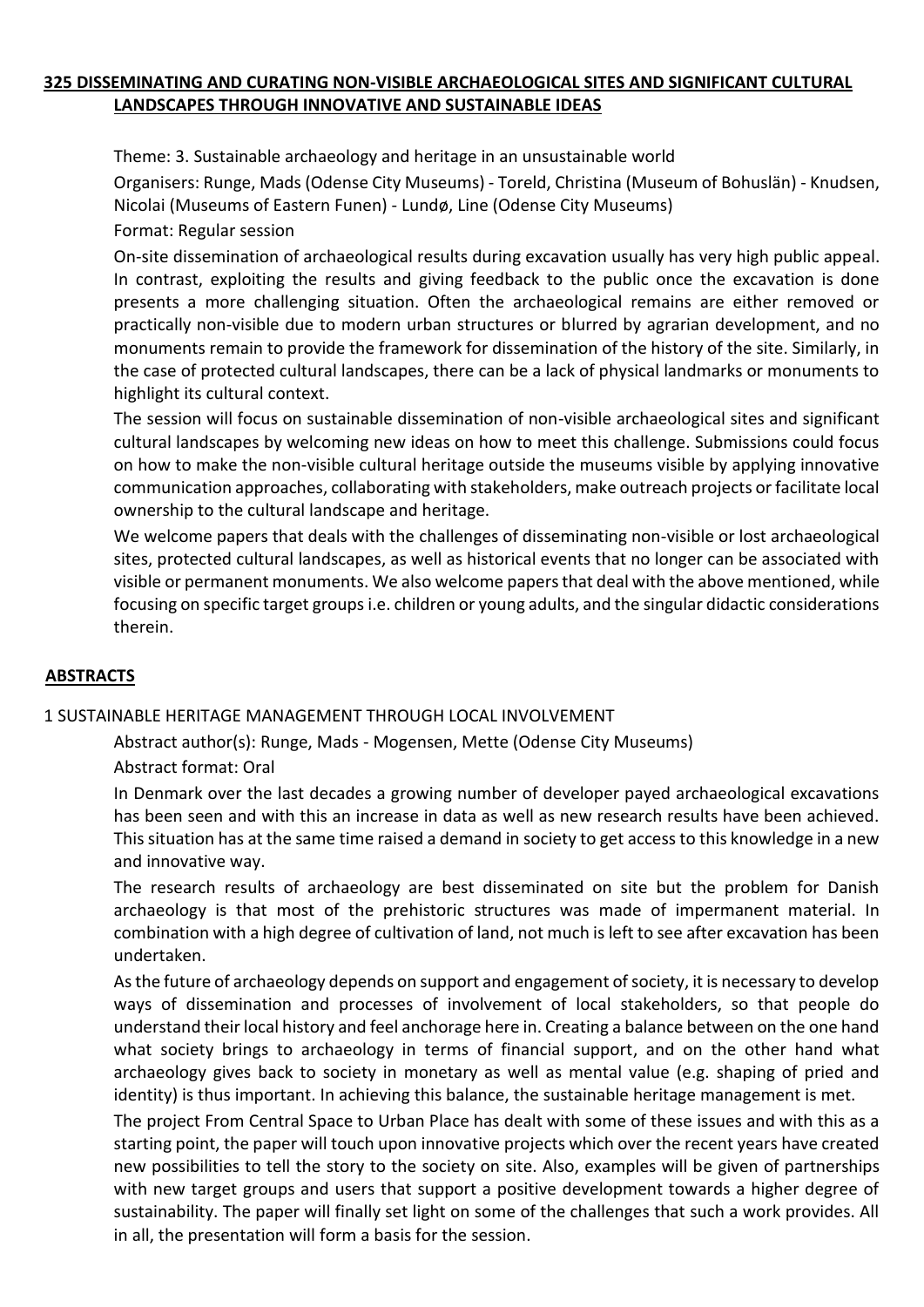## 325 DISSEMINATING AND CURATING NON-VISIBLE ARCHAEOLOGICAL SITES AND SIGNIFICANT CULTURAL LANDSCAPES THROUGH INNOVATIVE AND SUSTAINABLE IDEAS

Theme: 3. Sustainable archaeology and heritage in an unsustainable world

Organisers: Runge, Mads (Odense City Museums) - Toreld, Christina (Museum of Bohuslän) - Knudsen, Nicolai (Museums of Eastern Funen) - Lundø, Line (Odense City Museums)

Format: Regular session

On-site dissemination of archaeological results during excavation usually has very high public appeal. In contrast, exploiting the results and giving feedback to the public once the excavation is done presents a more challenging situation. Often the archaeological remains are either removed or practically non-visible due to modern urban structures or blurred by agrarian development, and no monuments remain to provide the framework for dissemination of the history of the site. Similarly, in the case of protected cultural landscapes, there can be a lack of physical landmarks or monuments to highlight its cultural context.

The session will focus on sustainable dissemination of non-visible archaeological sites and significant cultural landscapes by welcoming new ideas on how to meet this challenge. Submissions could focus on how to make the non-visible cultural heritage outside the museums visible by applying innovative communication approaches, collaborating with stakeholders, make outreach projects or facilitate local ownership to the cultural landscape and heritage.

We welcome papers that deals with the challenges of disseminating non-visible or lost archaeological sites, protected cultural landscapes, as well as historical events that no longer can be associated with visible or permanent monuments. We also welcome papers that deal with the above mentioned, while focusing on specific target groups i.e. children or young adults, and the singular didactic considerations therein.

## ABSTRACTS

### 1 SUSTAINABLE HERITAGE MANAGEMENT THROUGH LOCAL INVOLVEMENT

Abstract author(s): Runge, Mads - Mogensen, Mette (Odense City Museums)

Abstract format: Oral

In Denmark over the last decades a growing number of developer payed archaeological excavations has been seen and with this an increase in data as well as new research results have been achieved. This situation has at the same time raised a demand in society to get access to this knowledge in a new and innovative way.

The research results of archaeology are best disseminated on site but the problem for Danish archaeology is that most of the prehistoric structures was made of impermanent material. In combination with a high degree of cultivation of land, not much is left to see after excavation has been undertaken.

As the future of archaeology depends on support and engagement of society, it is necessary to develop ways of dissemination and processes of involvement of local stakeholders, so that people do understand their local history and feel anchorage here in. Creating a balance between on the one hand what society brings to archaeology in terms of financial support, and on the other hand what archaeology gives back to society in monetary as well as mental value (e.g. shaping of pried and identity) is thus important. In achieving this balance, the sustainable heritage management is met.

The project From Central Space to Urban Place has dealt with some of these issues and with this as a starting point, the paper will touch upon innovative projects which over the recent years have created new possibilities to tell the story to the society on site. Also, examples will be given of partnerships with new target groups and users that support a positive development towards a higher degree of sustainability. The paper will finally set light on some of the challenges that such a work provides. All in all, the presentation will form a basis for the session.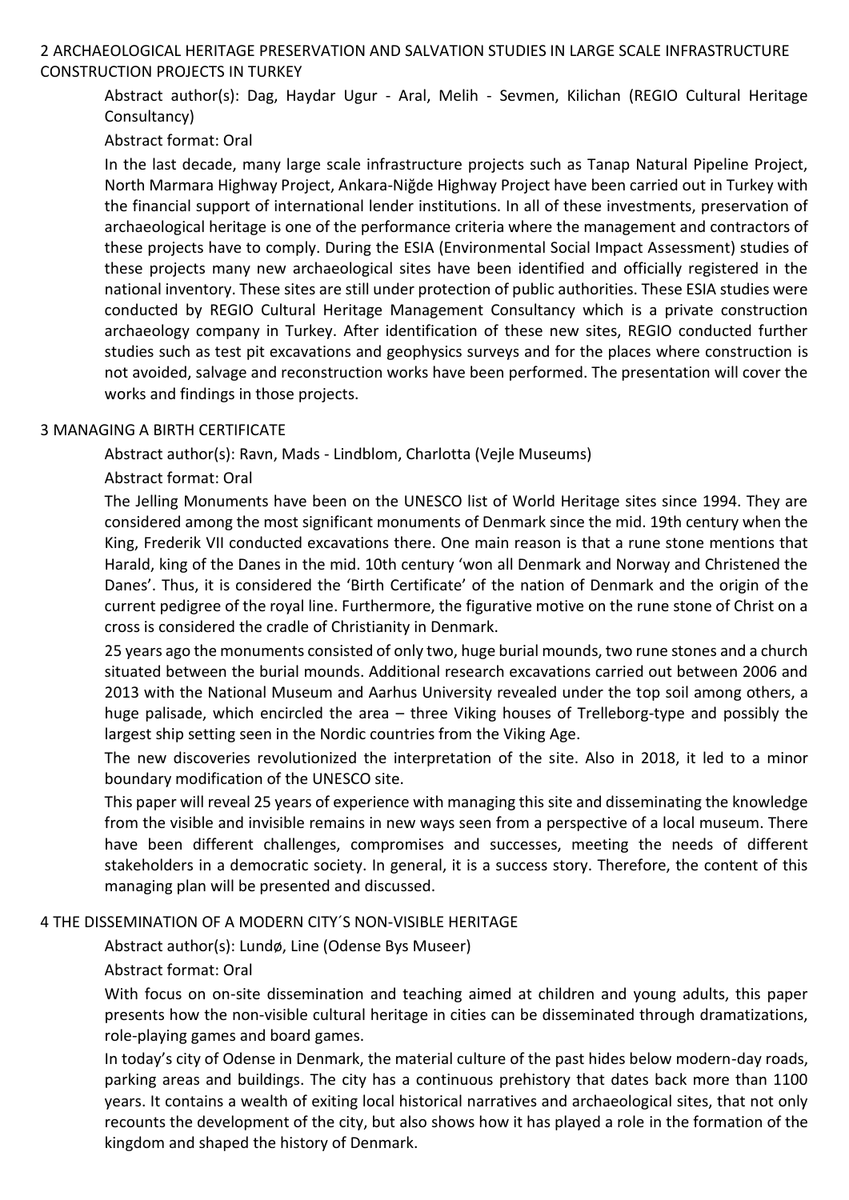## 2 ARCHAEOLOGICAL HERITAGE PRESERVATION AND SALVATION STUDIES IN LARGE SCALE INFRASTRUCTURE CONSTRUCTION PROJECTS IN TURKEY

Abstract author(s): Dag, Haydar Ugur - Aral, Melih - Sevmen, Kilichan (REGIO Cultural Heritage Consultancy)

Abstract format: Oral

In the last decade, many large scale infrastructure projects such as Tanap Natural Pipeline Project, North Marmara Highway Project, Ankara-Niğde Highway Project have been carried out in Turkey with the financial support of international lender institutions. In all of these investments, preservation of archaeological heritage is one of the performance criteria where the management and contractors of these projects have to comply. During the ESIA (Environmental Social Impact Assessment) studies of these projects many new archaeological sites have been identified and officially registered in the national inventory. These sites are still under protection of public authorities. These ESIA studies were conducted by REGIO Cultural Heritage Management Consultancy which is a private construction archaeology company in Turkey. After identification of these new sites, REGIO conducted further studies such as test pit excavations and geophysics surveys and for the places where construction is not avoided, salvage and reconstruction works have been performed. The presentation will cover the works and findings in those projects.

## 3 MANAGING A BIRTH CERTIFICATE

Abstract author(s): Ravn, Mads - Lindblom, Charlotta (Vejle Museums)

Abstract format: Oral

The Jelling Monuments have been on the UNESCO list of World Heritage sites since 1994. They are considered among the most significant monuments of Denmark since the mid. 19th century when the King, Frederik VII conducted excavations there. One main reason is that a rune stone mentions that Harald, king of the Danes in the mid. 10th century 'won all Denmark and Norway and Christened the Danes'. Thus, it is considered the 'Birth Certificate' of the nation of Denmark and the origin of the current pedigree of the royal line. Furthermore, the figurative motive on the rune stone of Christ on a cross is considered the cradle of Christianity in Denmark.

25 years ago the monuments consisted of only two, huge burial mounds, two rune stones and a church situated between the burial mounds. Additional research excavations carried out between 2006 and 2013 with the National Museum and Aarhus University revealed under the top soil among others, a huge palisade, which encircled the area – three Viking houses of Trelleborg-type and possibly the largest ship setting seen in the Nordic countries from the Viking Age.

The new discoveries revolutionized the interpretation of the site. Also in 2018, it led to a minor boundary modification of the UNESCO site.

This paper will reveal 25 years of experience with managing this site and disseminating the knowledge from the visible and invisible remains in new ways seen from a perspective of a local museum. There have been different challenges, compromises and successes, meeting the needs of different stakeholders in a democratic society. In general, it is a success story. Therefore, the content of this managing plan will be presented and discussed.

## 4 THE DISSEMINATION OF A MODERN CITY´S NON-VISIBLE HERITAGE

Abstract author(s): Lundø, Line (Odense Bys Museer)

Abstract format: Oral

With focus on on-site dissemination and teaching aimed at children and young adults, this paper presents how the non-visible cultural heritage in cities can be disseminated through dramatizations, role-playing games and board games.

In today's city of Odense in Denmark, the material culture of the past hides below modern-day roads, parking areas and buildings. The city has a continuous prehistory that dates back more than 1100 years. It contains a wealth of exiting local historical narratives and archaeological sites, that not only recounts the development of the city, but also shows how it has played a role in the formation of the kingdom and shaped the history of Denmark.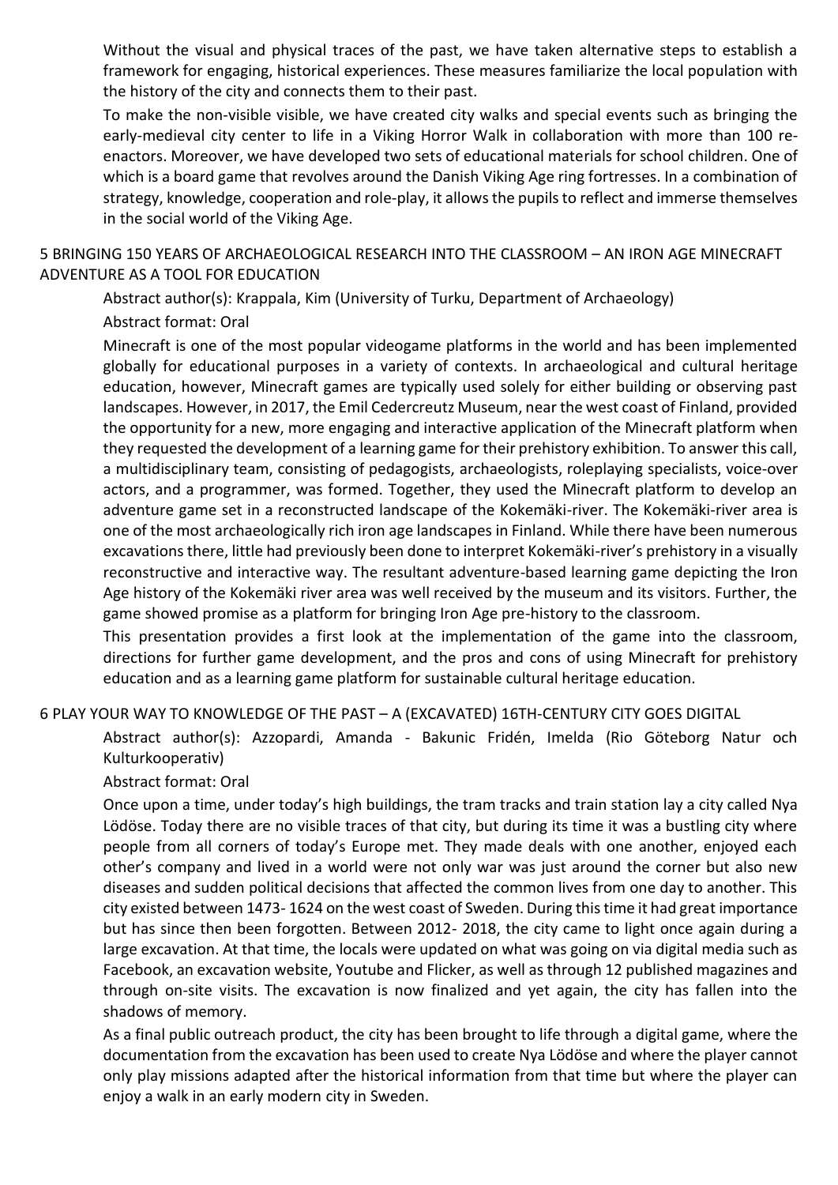Without the visual and physical traces of the past, we have taken alternative steps to establish a framework for engaging, historical experiences. These measures familiarize the local population with the history of the city and connects them to their past.

To make the non-visible visible, we have created city walks and special events such as bringing the early-medieval city center to life in a Viking Horror Walk in collaboration with more than 100 re-enactors. Moreover, we have developed two sets of educational materials for school children. One of which is a board game that revolves around the Danish Viking Age ring fortresses. In a combination of strategy, knowledge, cooperation and role-play, it allows the pupils to reflect and immerse themselves in the social world of the Viking Age.

## 5 BRINGING 150 YEARS OF ARCHAEOLOGICAL RESEARCH INTO THE CLASSROOM – AN IRON AGE MINECRAFT ADVENTURE AS A TOOL FOR EDUCATION

Abstract author(s): Krappala, Kim (University of Turku, Department of Archaeology)

Abstract format: Oral

Minecraft is one of the most popular videogame platforms in the world and has been implemented globally for educational purposes in a variety of contexts. In archaeological and cultural heritage education, however, Minecraft games are typically used solely for either building or observing past landscapes. However, in 2017, the Emil Cedercreutz Museum, near the west coast of Finland, provided the opportunity for a new, more engaging and interactive application of the Minecraft platform when they requested the development of a learning game for their prehistory exhibition. To answer this call, a multidisciplinary team, consisting of pedagogists, archaeologists, roleplaying specialists, voice-over actors, and a programmer, was formed. Together, they used the Minecraft platform to develop an adventure game set in a reconstructed landscape of the Kokemäki-river. The Kokemäki-river area is one of the most archaeologically rich iron age landscapes in Finland. While there have been numerous excavations there, little had previously been done to interpret Kokemäki-river's prehistory in a visually reconstructive and interactive way. The resultant adventure-based learning game depicting the Iron Age history of the Kokemäki river area was well received by the museum and its visitors. Further, the game showed promise as a platform for bringing Iron Age pre-history to the classroom.

This presentation provides a first look at the implementation of the game into the classroom, directions for further game development, and the pros and cons of using Minecraft for prehistory education and as a learning game platform for sustainable cultural heritage education.

## 6 PLAY YOUR WAY TO KNOWLEDGE OF THE PAST – A (EXCAVATED) 16TH-CENTURY CITY GOES DIGITAL

Abstract author(s): Azzopardi, Amanda - Bakunic Fridén, Imelda (Rio Göteborg Natur och Kulturkooperativ)

Abstract format: Oral

Once upon a time, under today's high buildings, the tram tracks and train station lay a city called Nya Lödöse. Today there are no visible traces of that city, but during its time it was a bustling city where people from all corners of today's Europe met. They made deals with one another, enjoyed each other's company and lived in a world were not only war was just around the corner but also new diseases and sudden political decisions that affected the common lives from one day to another. This city existed between 1473- 1624 on the west coast of Sweden. During this time it had great importance but has since then been forgotten. Between 2012- 2018, the city came to light once again during a large excavation. At that time, the locals were updated on what was going on via digital media such as Facebook, an excavation website, Youtube and Flicker, as well as through 12 published magazines and through on-site visits. The excavation is now finalized and yet again, the city has fallen into the shadows of memory.

As a final public outreach product, the city has been brought to life through a digital game, where the documentation from the excavation has been used to create Nya Lödöse and where the player cannot only play missions adapted after the historical information from that time but where the player can enjoy a walk in an early modern city in Sweden.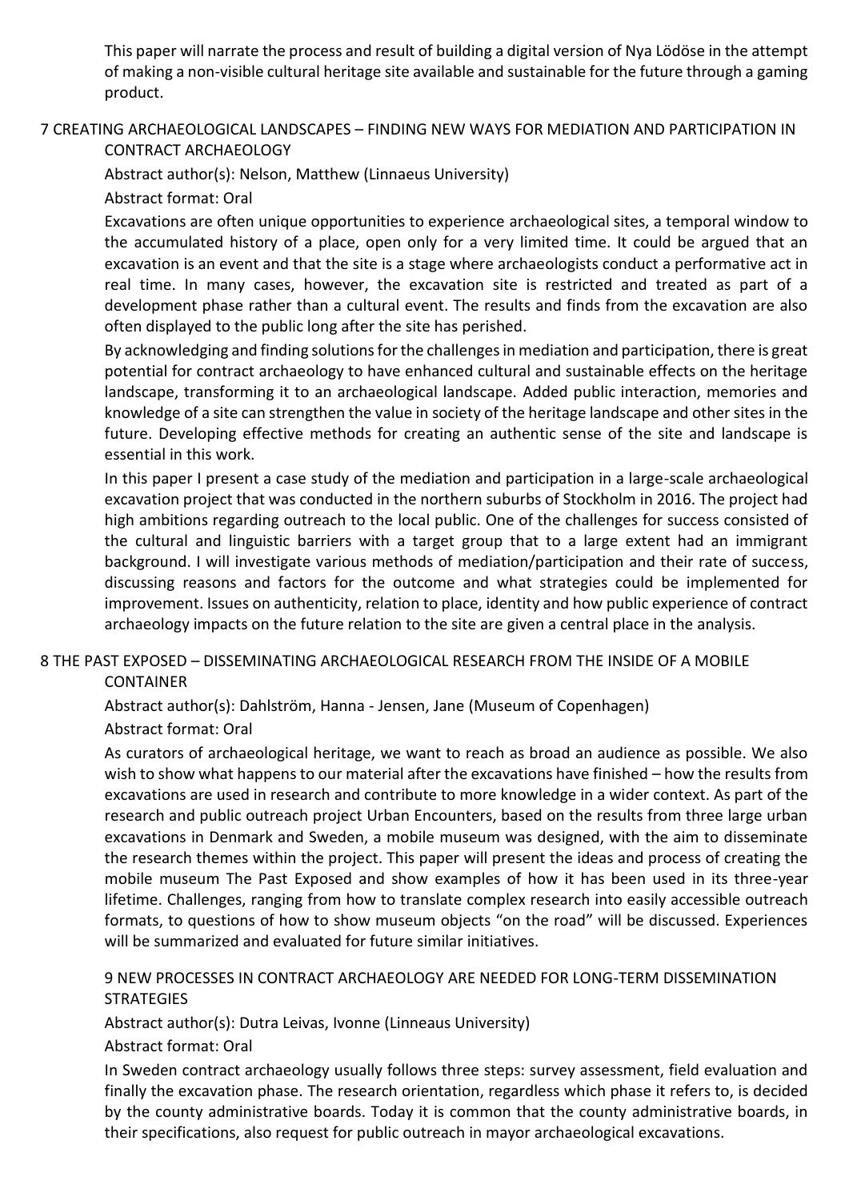This paper will narrate the process and result of building a digital version of Nya Lödöse in the attempt of making a non-visible cultural heritage site available and sustainable for the future through a gaming product.

## 7 CREATING ARCHAEOLOGICAL LANDSCAPES – FINDING NEW WAYS FOR MEDIATION AND PARTICIPATION IN CONTRACT ARCHAEOLOGY

Abstract author(s): Nelson, Matthew (Linnaeus University)

Abstract format: Oral

Excavations are often unique opportunities to experience archaeological sites, a temporal window to the accumulated history of a place, open only for a very limited time. It could be argued that an excavation is an event and that the site is a stage where archaeologists conduct a performative act in real time. In many cases, however, the excavation site is restricted and treated as part of a development phase rather than a cultural event. The results and finds from the excavation are also often displayed to the public long after the site has perished.

By acknowledging and finding solutions for the challenges in mediation and participation, there is great potential for contract archaeology to have enhanced cultural and sustainable effects on the heritage landscape, transforming it to an archaeological landscape. Added public interaction, memories and knowledge of a site can strengthen the value in society of the heritage landscape and other sites in the future. Developing effective methods for creating an authentic sense of the site and landscape is essential in this work.

In this paper I present a case study of the mediation and participation in a large-scale archaeological excavation project that was conducted in the northern suburbs of Stockholm in 2016. The project had high ambitions regarding outreach to the local public. One of the challenges for success consisted of the cultural and linguistic barriers with a target group that to a large extent had an immigrant background. I will investigate various methods of mediation/participation and their rate of success, discussing reasons and factors for the outcome and what strategies could be implemented for improvement. Issues on authenticity, relation to place, identity and how public experience of contract archaeology impacts on the future relation to the site are given a central place in the analysis.

## 8 THE PAST EXPOSED – DISSEMINATING ARCHAEOLOGICAL RESEARCH FROM THE INSIDE OF A MOBILE CONTAINER

Abstract author(s): Dahlström, Hanna - Jensen, Jane (Museum of Copenhagen)

Abstract format: Oral

As curators of archaeological heritage, we want to reach as broad an audience as possible. We also wish to show what happens to our material after the excavations have finished – how the results from excavations are used in research and contribute to more knowledge in a wider context. As part of the research and public outreach project Urban Encounters, based on the results from three large urban excavations in Denmark and Sweden, a mobile museum was designed, with the aim to disseminate the research themes within the project. This paper will present the ideas and process of creating the mobile museum The Past Exposed and show examples of how it has been used in its three-year lifetime. Challenges, ranging from how to translate complex research into easily accessible outreach formats, to questions of how to show museum objects "on the road" will be discussed. Experiences will be summarized and evaluated for future similar initiatives.

## 9 NEW PROCESSES IN CONTRACT ARCHAEOLOGY ARE NEEDED FOR LONG-TERM DISSEMINATION STRATEGIES

Abstract author(s): Dutra Leivas, Ivonne (Linneaus University)

Abstract format: Oral

In Sweden contract archaeology usually follows three steps: survey assessment, field evaluation and finally the excavation phase. The research orientation, regardless which phase it refers to, is decided by the county administrative boards. Today it is common that the county administrative boards, in their specifications, also request for public outreach in mayor archaeological excavations.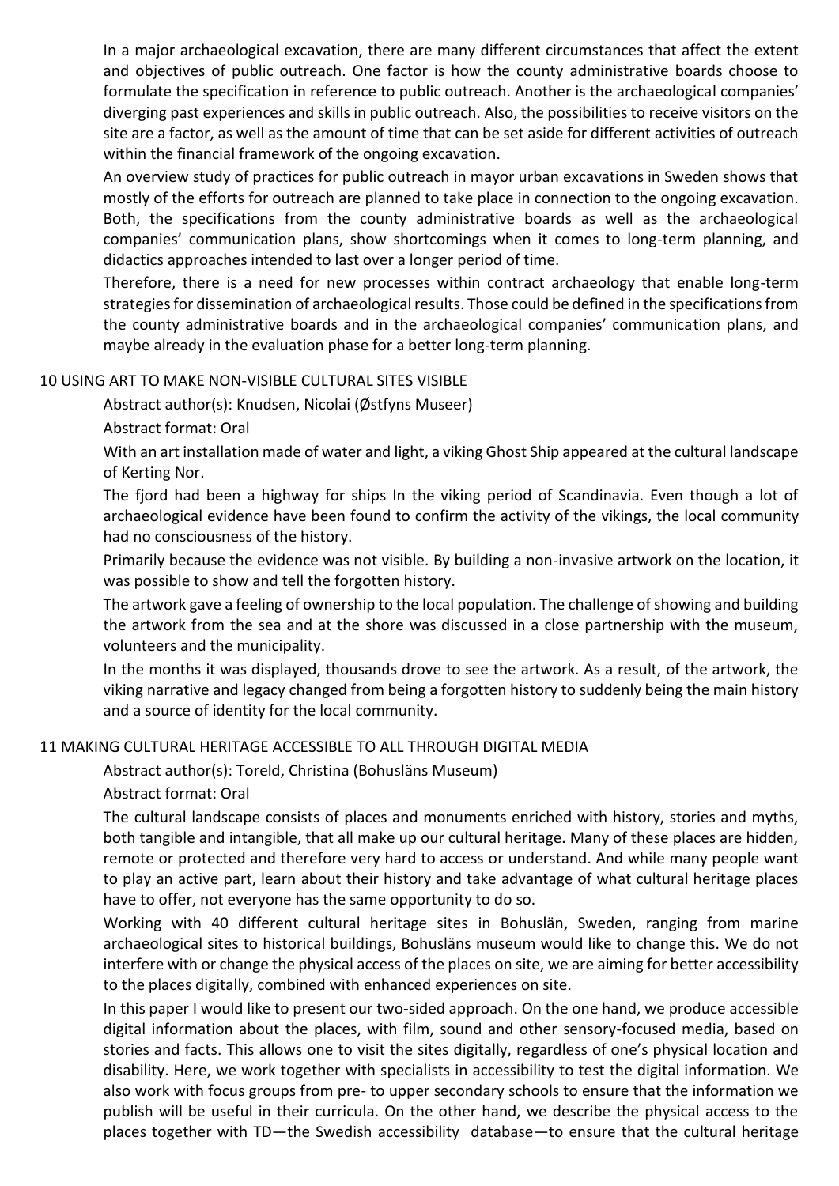In a major archaeological excavation, there are many different circumstances that affect the extent and objectives of public outreach. One factor is how the county administrative boards choose to formulate the specification in reference to public outreach. Another is the archaeological companies' diverging past experiences and skills in public outreach. Also, the possibilities to receive visitors on the site are a factor, as well as the amount of time that can be set aside for different activities of outreach within the financial framework of the ongoing excavation.

An overview study of practices for public outreach in mayor urban excavations in Sweden shows that mostly of the efforts for outreach are planned to take place in connection to the ongoing excavation. Both, the specifications from the county administrative boards as well as the archaeological companies' communication plans, show shortcomings when it comes to long-term planning, and didactics approaches intended to last over a longer period of time.

Therefore, there is a need for new processes within contract archaeology that enable long-term strategies for dissemination of archaeological results. Those could be defined in the specifications from the county administrative boards and in the archaeological companies' communication plans, and maybe already in the evaluation phase for a better long-term planning.

## 10 USING ART TO MAKE NON-VISIBLE CULTURAL SITES VISIBLE

Abstract author(s): Knudsen, Nicolai (Østfyns Museer)

Abstract format: Oral

With an art installation made of water and light, a viking Ghost Ship appeared at the cultural landscape of Kerting Nor.

The fjord had been a highway for ships In the viking period of Scandinavia. Even though a lot of archaeological evidence have been found to confirm the activity of the vikings, the local community had no consciousness of the history.

Primarily because the evidence was not visible. By building a non-invasive artwork on the location, it was possible to show and tell the forgotten history.

The artwork gave a feeling of ownership to the local population. The challenge of showing and building the artwork from the sea and at the shore was discussed in a close partnership with the museum, volunteers and the municipality.

In the months it was displayed, thousands drove to see the artwork. As a result, of the artwork, the viking narrative and legacy changed from being a forgotten history to suddenly being the main history and a source of identity for the local community.

## 11 MAKING CULTURAL HERITAGE ACCESSIBLE TO ALL THROUGH DIGITAL MEDIA

Abstract author(s): Toreld, Christina (Bohusläns Museum)

Abstract format: Oral

The cultural landscape consists of places and monuments enriched with history, stories and myths, both tangible and intangible, that all make up our cultural heritage. Many of these places are hidden, remote or protected and therefore very hard to access or understand. And while many people want to play an active part, learn about their history and take advantage of what cultural heritage places have to offer, not everyone has the same opportunity to do so.

Working with 40 different cultural heritage sites in Bohuslän, Sweden, ranging from marine archaeological sites to historical buildings, Bohusläns museum would like to change this. We do not interfere with or change the physical access of the places on site, we are aiming for better accessibility to the places digitally, combined with enhanced experiences on site.

In this paper I would like to present our two-sided approach. On the one hand, we produce accessible digital information about the places, with film, sound and other sensory-focused media, based on stories and facts. This allows one to visit the sites digitally, regardless of one's physical location and disability. Here, we work together with specialists in accessibility to test the digital information. We also work with focus groups from pre- to upper secondary schools to ensure that the information we publish will be useful in their curricula. On the other hand, we describe the physical access to the places together with TD—the Swedish accessibility database—to ensure that the cultural heritage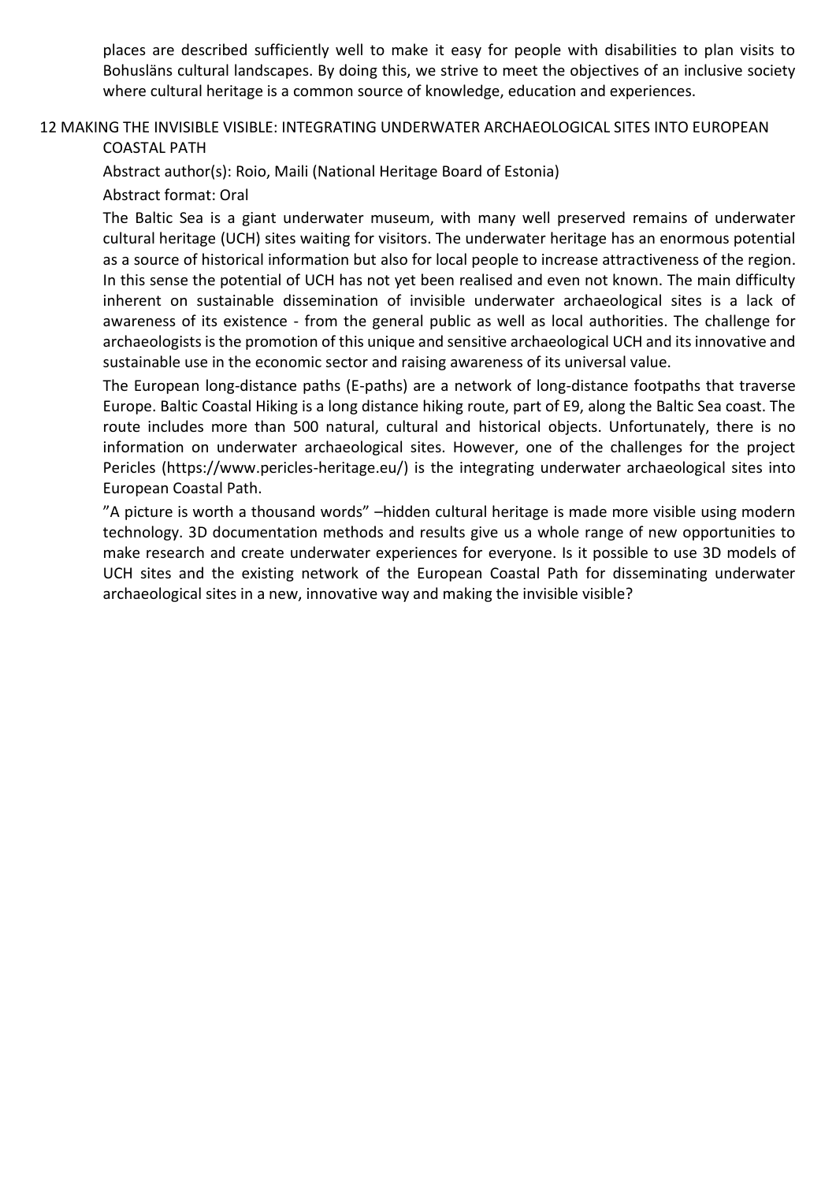places are described sufficiently well to make it easy for people with disabilities to plan visits to Bohusläns cultural landscapes. By doing this, we strive to meet the objectives of an inclusive society where cultural heritage is a common source of knowledge, education and experiences.

## 12 MAKING THE INVISIBLE VISIBLE: INTEGRATING UNDERWATER ARCHAEOLOGICAL SITES INTO EUROPEAN COASTAL PATH

Abstract author(s): Roio, Maili (National Heritage Board of Estonia)

Abstract format: Oral

The Baltic Sea is a giant underwater museum, with many well preserved remains of underwater cultural heritage (UCH) sites waiting for visitors. The underwater heritage has an enormous potential as a source of historical information but also for local people to increase attractiveness of the region. In this sense the potential of UCH has not yet been realised and even not known. The main difficulty inherent on sustainable dissemination of invisible underwater archaeological sites is a lack of awareness of its existence - from the general public as well as local authorities. The challenge for archaeologists is the promotion of this unique and sensitive archaeological UCH and its innovative and sustainable use in the economic sector and raising awareness of its universal value.

The European long-distance paths (E-paths) are a network of long-distance footpaths that traverse Europe. Baltic Coastal Hiking is a long distance hiking route, part of E9, along the Baltic Sea coast. The route includes more than 500 natural, cultural and historical objects. Unfortunately, there is no information on underwater archaeological sites. However, one of the challenges for the project Pericles (https://www.pericles-heritage.eu/) is the integrating underwater archaeological sites into European Coastal Path.

”A picture is worth a thousand words” –hidden cultural heritage is made more visible using modern technology. 3D documentation methods and results give us a whole range of new opportunities to make research and create underwater experiences for everyone. Is it possible to use 3D models of UCH sites and the existing network of the European Coastal Path for disseminating underwater archaeological sites in a new, innovative way and making the invisible visible?